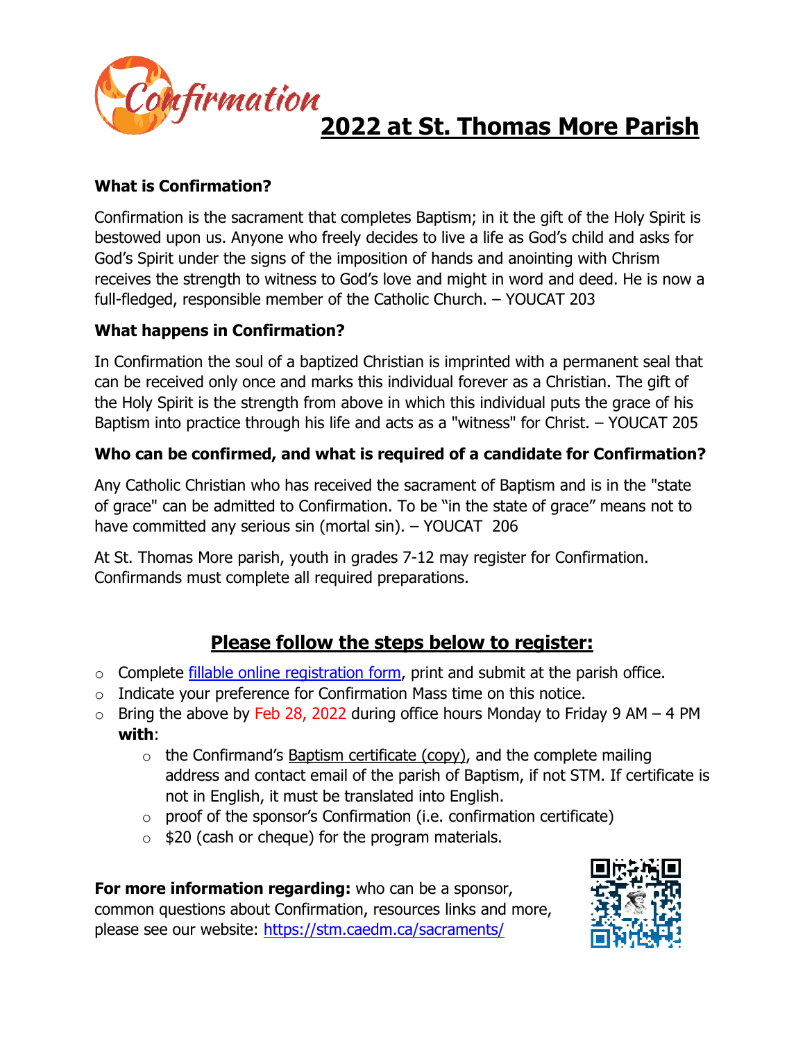# Confirmation 2022 at St. Thomas More Parish

**What is Confirmation?**

Confirmation is the sacrament that completes Baptism; in it the gift of the Holy Spirit is bestowed upon us. Anyone who freely decides to live a life as God's child and asks for God's Spirit under the signs of the imposition of hands and anointing with Chrism receives the strength to witness to God's love and might in word and deed. He is now a full-fledged, responsible member of the Catholic Church. – YOUCAT 203

**What happens in Confirmation?**

In Confirmation the soul of a baptized Christian is imprinted with a permanent seal that can be received only once and marks this individual forever as a Christian. The gift of the Holy Spirit is the strength from above in which this individual puts the grace of his Baptism into practice through his life and acts as a "witness" for Christ. – YOUCAT 205

**Who can be confirmed, and what is required of a candidate for Confirmation?**

Any Catholic Christian who has received the sacrament of Baptism and is in the "state of grace" can be admitted to Confirmation. To be "in the state of grace" means not to have committed any serious sin (mortal sin). – YOUCAT 206

At St. Thomas More parish, youth in grades 7-12 may register for Confirmation. Confirmands must complete all required preparations.

## Please follow the steps below to register:

- Complete fillable online registration form, print and submit at the parish office.
- Indicate your preference for Confirmation Mass time on this notice.
- Bring the above by Feb 28, 2022 during office hours Monday to Friday 9 AM – 4 PM **with**:
  - the Confirmand's Baptism certificate (copy), and the complete mailing address and contact email of the parish of Baptism, if not STM. If certificate is not in English, it must be translated into English.
  - proof of the sponsor's Confirmation (i.e. confirmation certificate)
  - $20 (cash or cheque) for the program materials.

**For more information regarding:** who can be a sponsor, common questions about Confirmation, resources links and more, please see our website: https://stm.caedm.ca/sacraments/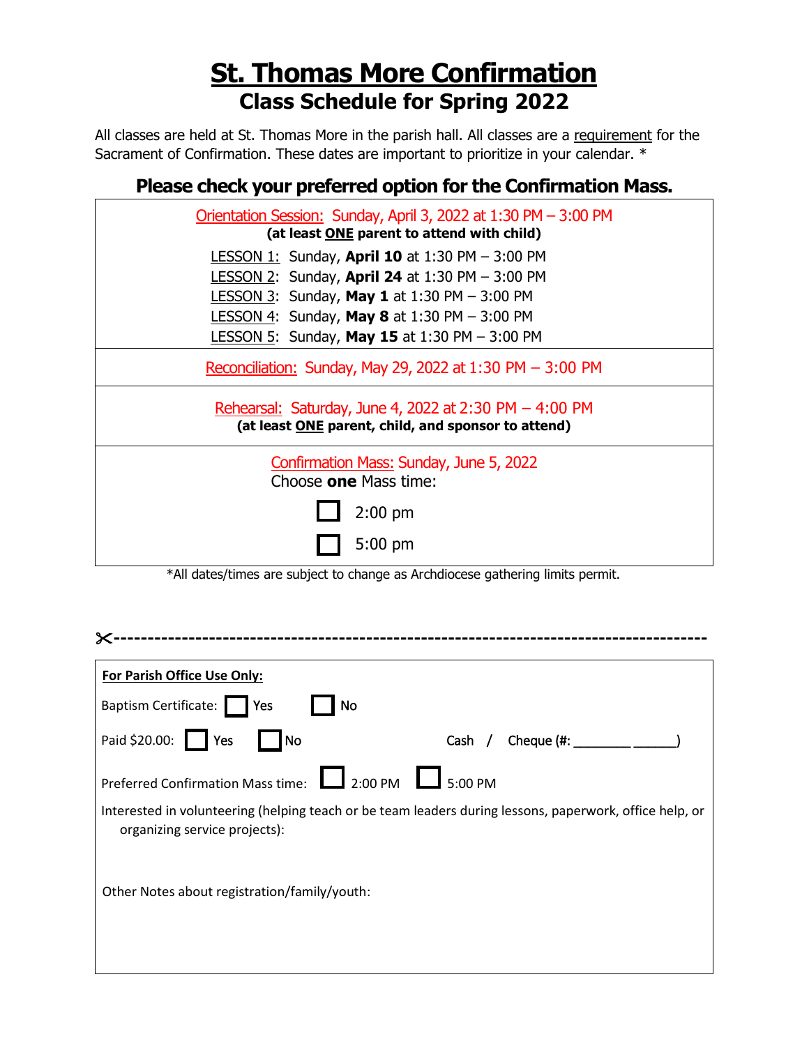# St. Thomas More Confirmation

## Class Schedule for Spring 2022

All classes are held at St. Thomas More in the parish hall. All classes are a requirement for the Sacrament of Confirmation. These dates are important to prioritize in your calendar. *

### Please check your preferred option for the Confirmation Mass.

| |
|---|
| Orientation Session: Sunday, April 3, 2022 at 1:30 PM – 3:00 PM<br>**(at least ONE parent to attend with child)**<br><br>LESSON 1: Sunday, **April 10** at 1:30 PM – 3:00 PM<br>LESSON 2: Sunday, **April 24** at 1:30 PM – 3:00 PM<br>LESSON 3: Sunday, **May 1** at 1:30 PM – 3:00 PM<br>LESSON 4: Sunday, **May 8** at 1:30 PM – 3:00 PM<br>LESSON 5: Sunday, **May 15** at 1:30 PM – 3:00 PM |
| Reconciliation: Sunday, May 29, 2022 at 1:30 PM – 3:00 PM |
| Rehearsal: Saturday, June 4, 2022 at 2:30 PM – 4:00 PM<br>**(at least ONE parent, child, and sponsor to attend)** |
| Confirmation Mass: Sunday, June 5, 2022<br>Choose **one** Mass time:<br>☐ 2:00 pm<br>☐ 5:00 pm |

*All dates/times are subject to change as Archdiocese gathering limits permit.

✂---------------------------------------------------------------------------------------

**For Parish Office Use Only:**

Baptism Certificate: ☐ Yes ☐ No

Paid $20.00: ☐ Yes ☐ No Cash / Cheque (#: ________ ______)

Preferred Confirmation Mass time: ☐ 2:00 PM ☐ 5:00 PM

Interested in volunteering (helping teach or be team leaders during lessons, paperwork, office help, or organizing service projects):

Other Notes about registration/family/youth: